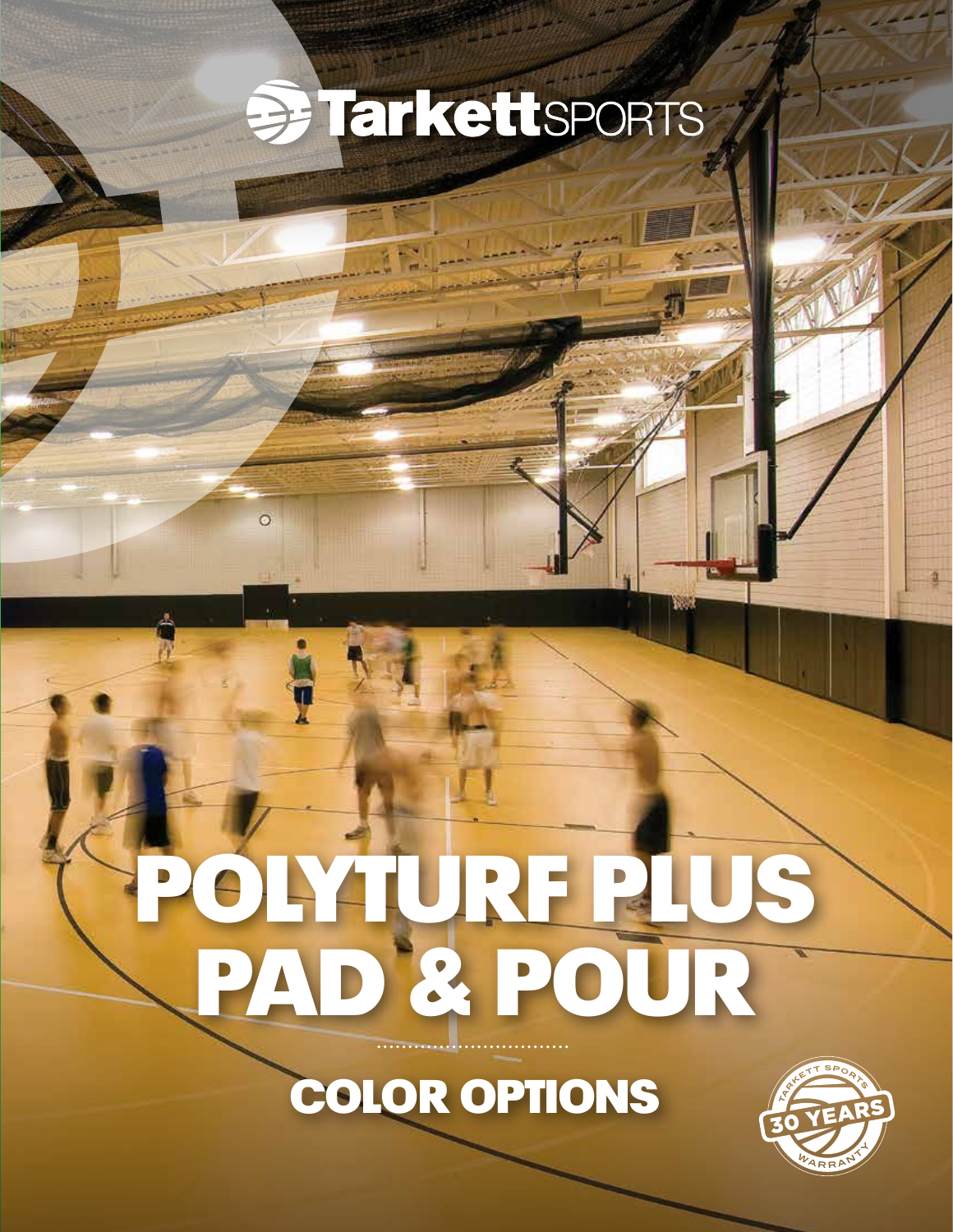# TarkettSPORTS

# POLYTURF PLUS PAD & POUR

## COLOR OPTIONS

TARKETT SPORTS 30 YEARS WARRANTY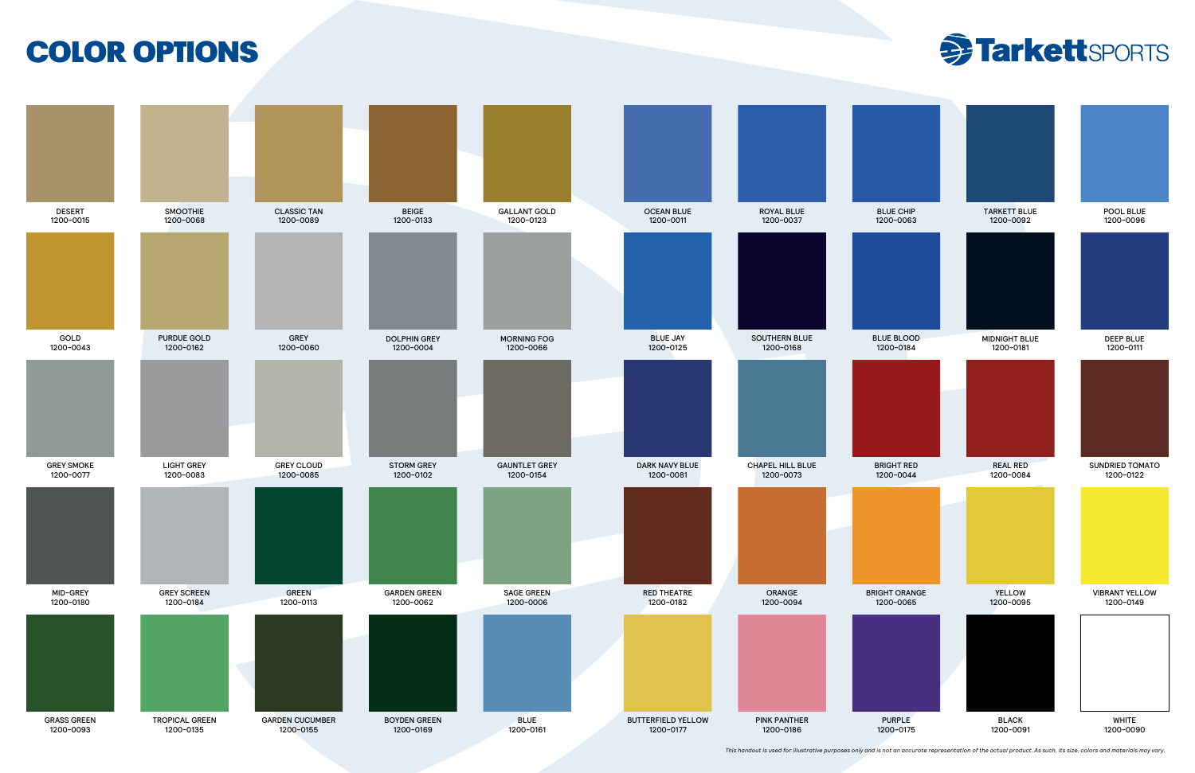# COLOR OPTIONS

TarkettSPORTS

| | | | | |
|---|---|---|---|---|
| DESERT 1200-0015 | SMOOTHIE 1200-0068 | CLASSIC TAN 1200-0089 | BEIGE 1200-0133 | GALLANT GOLD 1200-0123 |
| GOLD 1200-0043 | PURDUE GOLD 1200-0162 | GREY 1200-0060 | DOLPHIN GREY 1200-0004 | MORNING FOG 1200-0066 |
| GREY SMOKE 1200-0077 | LIGHT GREY 1200-0083 | GREY CLOUD 1200-0085 | STORM GREY 1200-0102 | GAUNTLET GREY 1200-0154 |
| MID-GREY 1200-0180 | GREY SCREEN 1200-0184 | GREEN 1200-0113 | GARDEN GREEN 1200-0062 | SAGE GREEN 1200-0006 |
| GRASS GREEN 1200-0093 | TROPICAL GREEN 1200-0135 | GARDEN CUCUMBER 1200-0155 | BOYDEN GREEN 1200-0169 | BLUE 1200-0161 |

| | | | | |
|---|---|---|---|---|
| OCEAN BLUE 1200-0011 | ROYAL BLUE 1200-0037 | BLUE CHIP 1200-0063 | TARKETT BLUE 1200-0092 | POOL BLUE 1200-0096 |
| BLUE JAY 1200-0125 | SOUTHERN BLUE 1200-0168 | BLUE BLOOD 1200-0184 | MIDNIGHT BLUE 1200-0181 | DEEP BLUE 1200-0111 |
| DARK NAVY BLUE 1200-0081 | CHAPEL HILL BLUE 1200-0073 | BRIGHT RED 1200-0044 | REAL RED 1200-0084 | SUNDRIED TOMATO 1200-0122 |
| RED THEATRE 1200-0182 | ORANGE 1200-0094 | BRIGHT ORANGE 1200-0065 | YELLOW 1200-0095 | VIBRANT YELLOW 1200-0149 |
| BUTTERFIELD YELLOW 1200-0177 | PINK PANTHER 1200-0186 | PURPLE 1200-0175 | BLACK 1200-0091 | WHITE 1200-0090 |

*This handout is used for illustrative purposes only and is not an accurate representation of the actual product. As such, its size, colors and materials may vary.*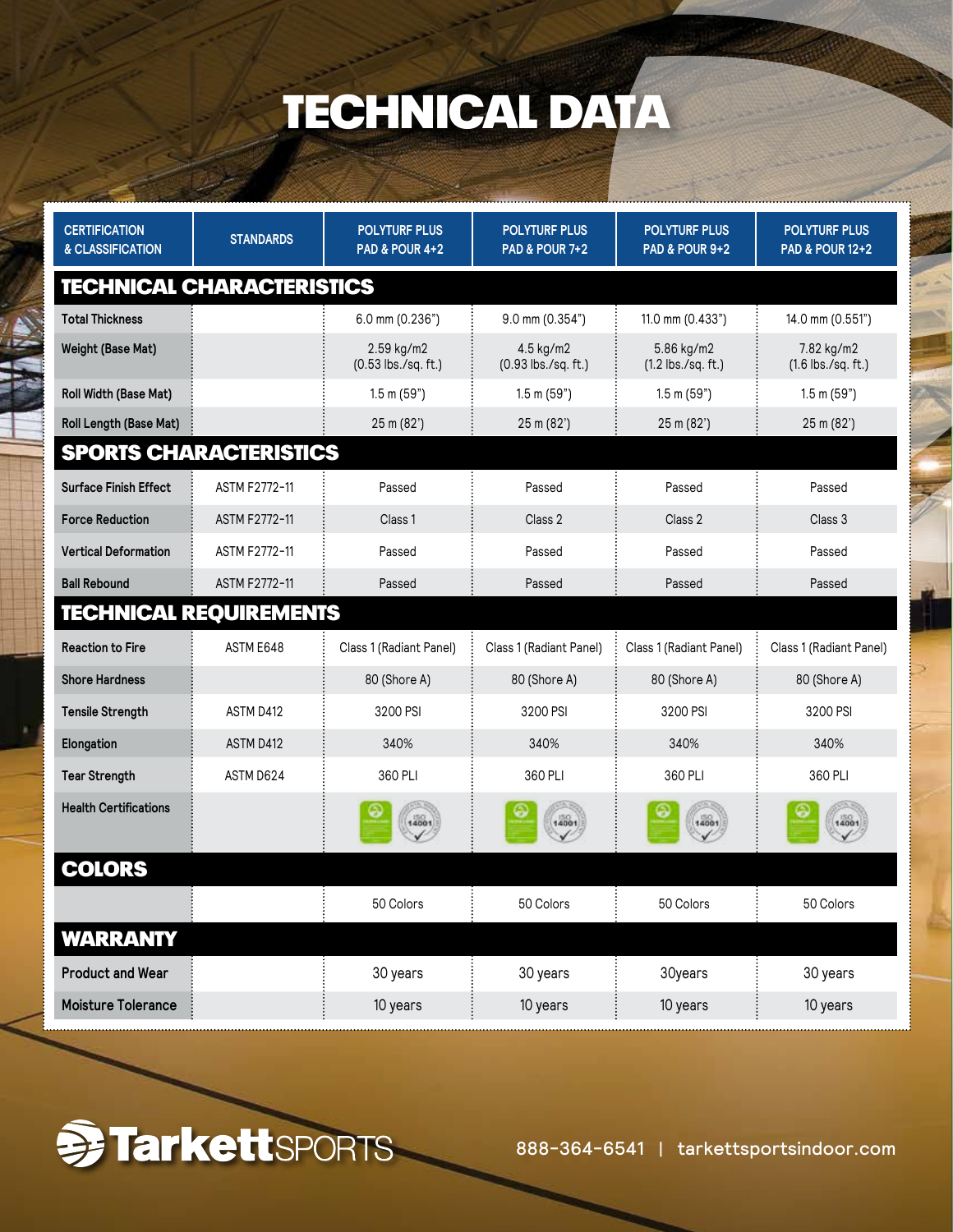# TECHNICAL DATA

| CERTIFICATION & CLASSIFICATION | STANDARDS | POLYTURF PLUS PAD & POUR 4+2 | POLYTURF PLUS PAD & POUR 7+2 | POLYTURF PLUS PAD & POUR 9+2 | POLYTURF PLUS PAD & POUR 12+2 |
|---|---|---|---|---|---|
| **TECHNICAL CHARACTERISTICS** | | | | | |
| Total Thickness | | 6.0 mm (0.236") | 9.0 mm (0.354") | 11.0 mm (0.433") | 14.0 mm (0.551") |
| Weight (Base Mat) | | 2.59 kg/m2 (0.53 lbs./sq. ft.) | 4.5 kg/m2 (0.93 lbs./sq. ft.) | 5.86 kg/m2 (1.2 lbs./sq. ft.) | 7.82 kg/m2 (1.6 lbs./sq. ft.) |
| Roll Width (Base Mat) | | 1.5 m (59") | 1.5 m (59") | 1.5 m (59") | 1.5 m (59") |
| Roll Length (Base Mat) | | 25 m (82') | 25 m (82') | 25 m (82') | 25 m (82') |
| **SPORTS CHARACTERISTICS** | | | | | |
| Surface Finish Effect | ASTM F2772-11 | Passed | Passed | Passed | Passed |
| Force Reduction | ASTM F2772-11 | Class 1 | Class 2 | Class 2 | Class 3 |
| Vertical Deformation | ASTM F2772-11 | Passed | Passed | Passed | Passed |
| Ball Rebound | ASTM F2772-11 | Passed | Passed | Passed | Passed |
| **TECHNICAL REQUIREMENTS** | | | | | |
| Reaction to Fire | ASTM E648 | Class 1 (Radiant Panel) | Class 1 (Radiant Panel) | Class 1 (Radiant Panel) | Class 1 (Radiant Panel) |
| Shore Hardness | | 80 (Shore A) | 80 (Shore A) | 80 (Shore A) | 80 (Shore A) |
| Tensile Strength | ASTM D412 | 3200 PSI | 3200 PSI | 3200 PSI | 3200 PSI |
| Elongation | ASTM D412 | 340% | 340% | 340% | 340% |
| Tear Strength | ASTM D624 | 360 PLI | 360 PLI | 360 PLI | 360 PLI |
| Health Certifications | | ISO 14001 | ISO 14001 | ISO 14001 | ISO 14001 |
| **COLORS** | | | | | |
| | | 50 Colors | 50 Colors | 50 Colors | 50 Colors |
| **WARRANTY** | | | | | |
| Product and Wear | | 30 years | 30 years | 30years | 30 years |
| Moisture Tolerance | | 10 years | 10 years | 10 years | 10 years |

TarkettSPORTS

888-364-6541 | tarkettsportsindoor.com